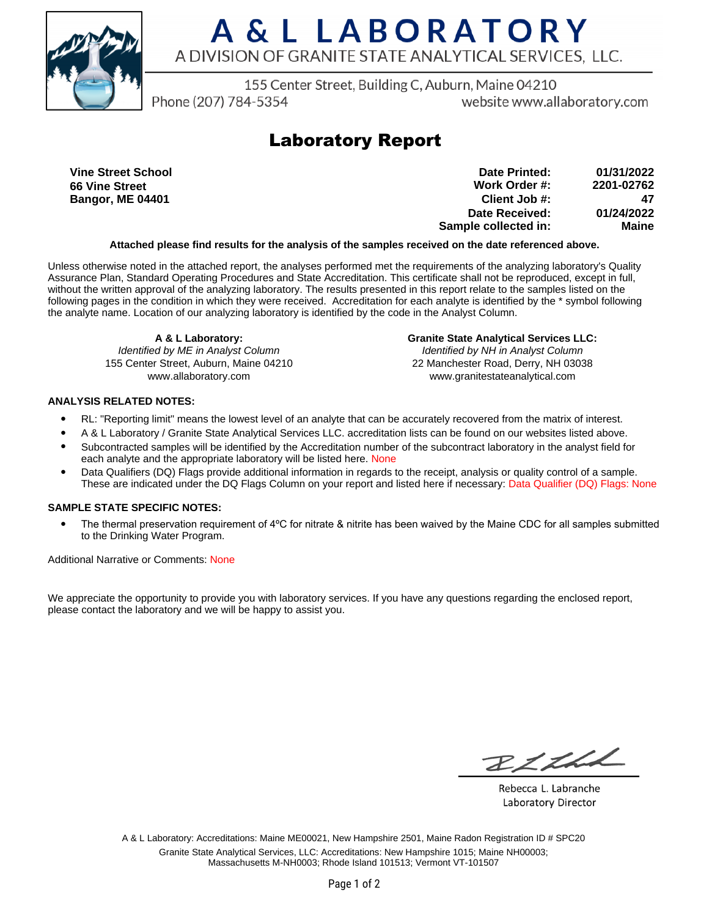# A & L LABORATORY

A DIVISION OF GRANITE STATE ANALYTICAL SERVICES, LLC.

155 Center Street, Building C, Auburn, Maine 04210

Phone (207) 784-5354 website www.allaboratory.com

## Laboratory Report

**Vine Street School**
**66 Vine Street**
**Bangor, ME 04401**

| | |
|---|---|
| **Date Printed:** | **01/31/2022** |
| **Work Order #:** | **2201-02762** |
| **Client Job #:** | **47** |
| **Date Received:** | **01/24/2022** |
| **Sample collected in:** | **Maine** |

**Attached please find results for the analysis of the samples received on the date referenced above.**

Unless otherwise noted in the attached report, the analyses performed met the requirements of the analyzing laboratory's Quality Assurance Plan, Standard Operating Procedures and State Accreditation. This certificate shall not be reproduced, except in full, without the written approval of the analyzing laboratory. The results presented in this report relate to the samples listed on the following pages in the condition in which they were received. Accreditation for each analyte is identified by the * symbol following the analyte name. Location of our analyzing laboratory is identified by the code in the Analyst Column.

**A & L Laboratory:**
*Identified by ME in Analyst Column*
155 Center Street, Auburn, Maine 04210
www.allaboratory.com

**Granite State Analytical Services LLC:**
*Identified by NH in Analyst Column*
22 Manchester Road, Derry, NH 03038
www.granitestateanalytical.com

### ANALYSIS RELATED NOTES:

- RL: "Reporting limit" means the lowest level of an analyte that can be accurately recovered from the matrix of interest.
- A & L Laboratory / Granite State Analytical Services LLC. accreditation lists can be found on our websites listed above.
- Subcontracted samples will be identified by the Accreditation number of the subcontract laboratory in the analyst field for each analyte and the appropriate laboratory will be listed here. None
- Data Qualifiers (DQ) Flags provide additional information in regards to the receipt, analysis or quality control of a sample. These are indicated under the DQ Flags Column on your report and listed here if necessary: Data Qualifier (DQ) Flags: None

### SAMPLE STATE SPECIFIC NOTES:

- The thermal preservation requirement of 4ºC for nitrate & nitrite has been waived by the Maine CDC for all samples submitted to the Drinking Water Program.

Additional Narrative or Comments: None

We appreciate the opportunity to provide you with laboratory services. If you have any questions regarding the enclosed report, please contact the laboratory and we will be happy to assist you.

Rebecca L. Labranche
Laboratory Director

A & L Laboratory: Accreditations: Maine ME00021, New Hampshire 2501, Maine Radon Registration ID # SPC20
Granite State Analytical Services, LLC: Accreditations: New Hampshire 1015; Maine NH00003; Massachusetts M-NH0003; Rhode Island 101513; Vermont VT-101507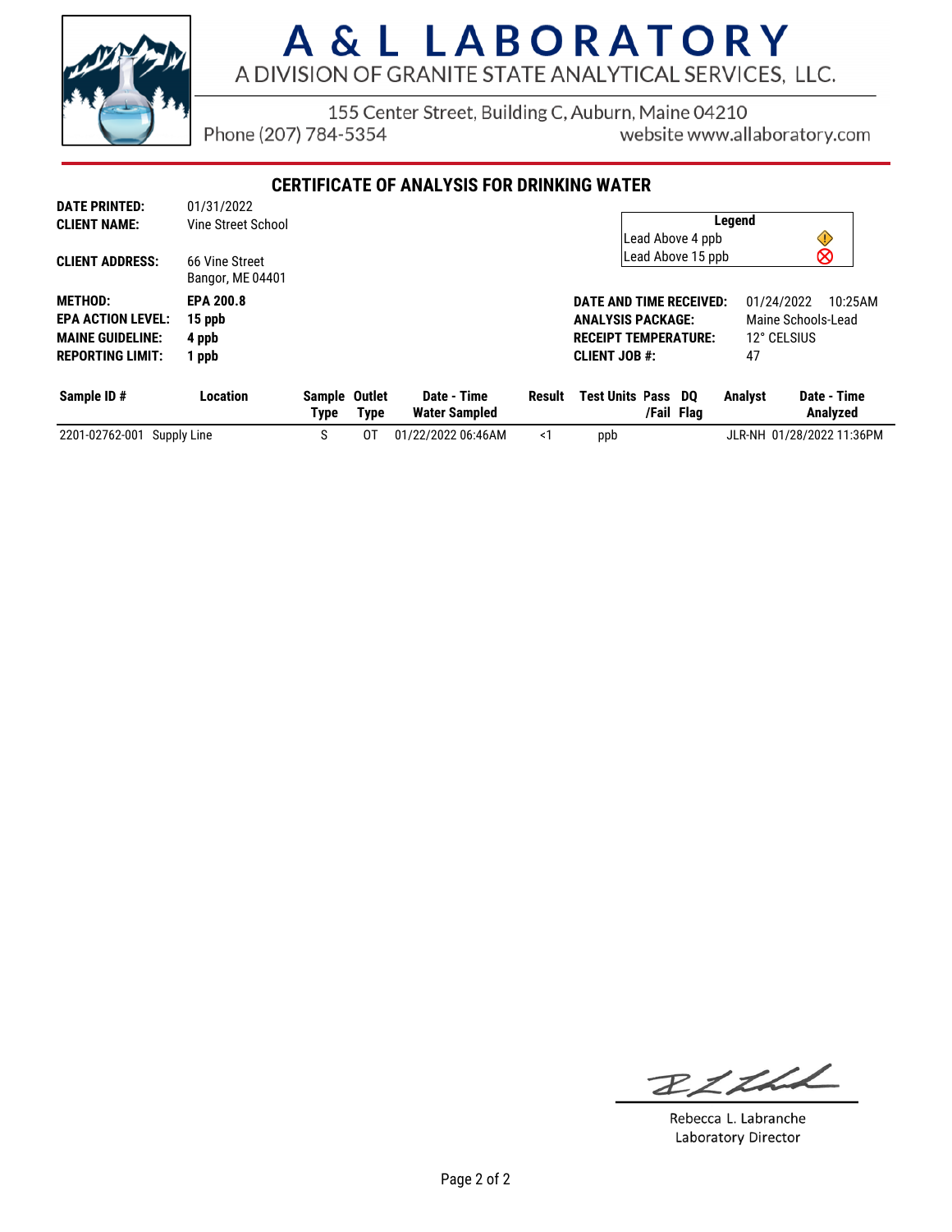# A & L LABORATORY

A DIVISION OF GRANITE STATE ANALYTICAL SERVICES, LLC.

155 Center Street, Building C, Auburn, Maine 04210

Phone (207) 784-5354 website www.allaboratory.com

## CERTIFICATE OF ANALYSIS FOR DRINKING WATER

**DATE PRINTED:** 01/31/2022

**CLIENT NAME:** Vine Street School

**CLIENT ADDRESS:** 66 Vine Street
Bangor, ME 04401

| Legend | |
|---|---|
| Lead Above 4 ppb | ⚠ |
| Lead Above 15 ppb | ⊗ |

**METHOD:** **EPA 200.8**

**EPA ACTION LEVEL:** **15 ppb**

**MAINE GUIDELINE:** **4 ppb**

**REPORTING LIMIT:** **1 ppb**

**DATE AND TIME RECEIVED:** 01/24/2022 10:25AM

**ANALYSIS PACKAGE:** Maine Schools-Lead

**RECEIPT TEMPERATURE:** 12° CELSIUS

**CLIENT JOB #:** 47

| Sample ID # | Location | Sample Type | Outlet Type | Date - Time Water Sampled | Result | Test Units | Pass /Fail | DQ Flag | Analyst | Date - Time Analyzed |
|---|---|---|---|---|---|---|---|---|---|---|
| 2201-02762-001 | Supply Line | S | OT | 01/22/2022 06:46AM | <1 | ppb | | | JLR-NH | 01/28/2022 11:36PM |

Rebecca L. Labranche
Laboratory Director